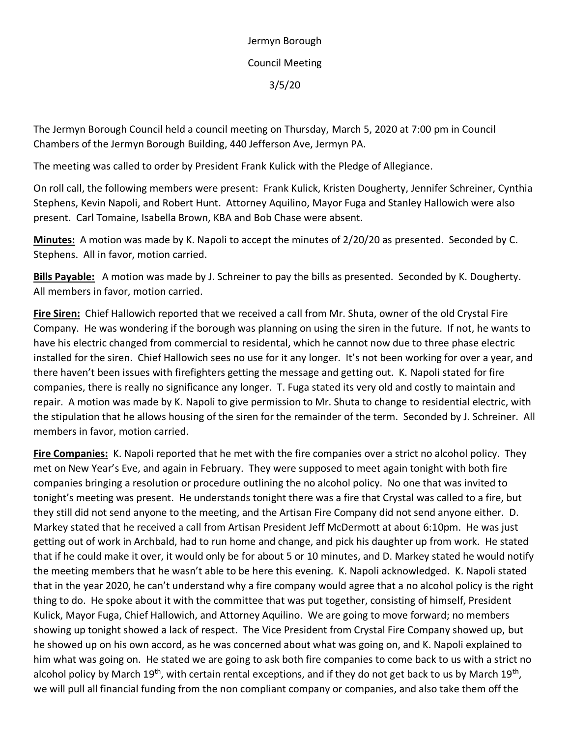Jermyn Borough

Council Meeting

3/5/20

The Jermyn Borough Council held a council meeting on Thursday, March 5, 2020 at 7:00 pm in Council Chambers of the Jermyn Borough Building, 440 Jefferson Ave, Jermyn PA.

The meeting was called to order by President Frank Kulick with the Pledge of Allegiance.

On roll call, the following members were present: Frank Kulick, Kristen Dougherty, Jennifer Schreiner, Cynthia Stephens, Kevin Napoli, and Robert Hunt. Attorney Aquilino, Mayor Fuga and Stanley Hallowich were also present. Carl Tomaine, Isabella Brown, KBA and Bob Chase were absent.

**Minutes:** A motion was made by K. Napoli to accept the minutes of 2/20/20 as presented. Seconded by C. Stephens. All in favor, motion carried.

**Bills Payable:** A motion was made by J. Schreiner to pay the bills as presented. Seconded by K. Dougherty. All members in favor, motion carried.

**Fire Siren:** Chief Hallowich reported that we received a call from Mr. Shuta, owner of the old Crystal Fire Company. He was wondering if the borough was planning on using the siren in the future. If not, he wants to have his electric changed from commercial to residental, which he cannot now due to three phase electric installed for the siren. Chief Hallowich sees no use for it any longer. It's not been working for over a year, and there haven't been issues with firefighters getting the message and getting out. K. Napoli stated for fire companies, there is really no significance any longer. T. Fuga stated its very old and costly to maintain and repair. A motion was made by K. Napoli to give permission to Mr. Shuta to change to residential electric, with the stipulation that he allows housing of the siren for the remainder of the term. Seconded by J. Schreiner. All members in favor, motion carried.

**Fire Companies:** K. Napoli reported that he met with the fire companies over a strict no alcohol policy. They met on New Year's Eve, and again in February. They were supposed to meet again tonight with both fire companies bringing a resolution or procedure outlining the no alcohol policy. No one that was invited to tonight's meeting was present. He understands tonight there was a fire that Crystal was called to a fire, but they still did not send anyone to the meeting, and the Artisan Fire Company did not send anyone either. D. Markey stated that he received a call from Artisan President Jeff McDermott at about 6:10pm. He was just getting out of work in Archbald, had to run home and change, and pick his daughter up from work. He stated that if he could make it over, it would only be for about 5 or 10 minutes, and D. Markey stated he would notify the meeting members that he wasn't able to be here this evening. K. Napoli acknowledged. K. Napoli stated that in the year 2020, he can't understand why a fire company would agree that a no alcohol policy is the right thing to do. He spoke about it with the committee that was put together, consisting of himself, President Kulick, Mayor Fuga, Chief Hallowich, and Attorney Aquilino. We are going to move forward; no members showing up tonight showed a lack of respect. The Vice President from Crystal Fire Company showed up, but he showed up on his own accord, as he was concerned about what was going on, and K. Napoli explained to him what was going on. He stated we are going to ask both fire companies to come back to us with a strict no alcohol policy by March 19th, with certain rental exceptions, and if they do not get back to us by March 19th, we will pull all financial funding from the non compliant company or companies, and also take them off the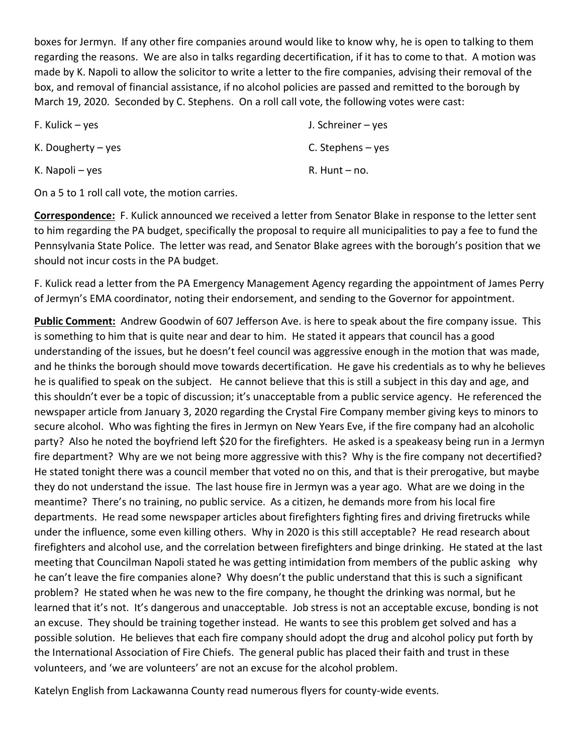boxes for Jermyn. If any other fire companies around would like to know why, he is open to talking to them regarding the reasons. We are also in talks regarding decertification, if it has to come to that. A motion was made by K. Napoli to allow the solicitor to write a letter to the fire companies, advising their removal of the box, and removal of financial assistance, if no alcohol policies are passed and remitted to the borough by March 19, 2020. Seconded by C. Stephens. On a roll call vote, the following votes were cast:

F. Kulick – yes

J. Schreiner – yes

K. Dougherty – yes

C. Stephens – yes

K. Napoli – yes

R. Hunt – no.

On a 5 to 1 roll call vote, the motion carries.

**Correspondence:** F. Kulick announced we received a letter from Senator Blake in response to the letter sent to him regarding the PA budget, specifically the proposal to require all municipalities to pay a fee to fund the Pennsylvania State Police. The letter was read, and Senator Blake agrees with the borough's position that we should not incur costs in the PA budget.

F. Kulick read a letter from the PA Emergency Management Agency regarding the appointment of James Perry of Jermyn's EMA coordinator, noting their endorsement, and sending to the Governor for appointment.

**Public Comment:** Andrew Goodwin of 607 Jefferson Ave. is here to speak about the fire company issue. This is something to him that is quite near and dear to him. He stated it appears that council has a good understanding of the issues, but he doesn't feel council was aggressive enough in the motion that was made, and he thinks the borough should move towards decertification. He gave his credentials as to why he believes he is qualified to speak on the subject. He cannot believe that this is still a subject in this day and age, and this shouldn't ever be a topic of discussion; it's unacceptable from a public service agency. He referenced the newspaper article from January 3, 2020 regarding the Crystal Fire Company member giving keys to minors to secure alcohol. Who was fighting the fires in Jermyn on New Years Eve, if the fire company had an alcoholic party? Also he noted the boyfriend left $20 for the firefighters. He asked is a speakeasy being run in a Jermyn fire department? Why are we not being more aggressive with this? Why is the fire company not decertified? He stated tonight there was a council member that voted no on this, and that is their prerogative, but maybe they do not understand the issue. The last house fire in Jermyn was a year ago. What are we doing in the meantime? There's no training, no public service. As a citizen, he demands more from his local fire departments. He read some newspaper articles about firefighters fighting fires and driving firetrucks while under the influence, some even killing others. Why in 2020 is this still acceptable? He read research about firefighters and alcohol use, and the correlation between firefighters and binge drinking. He stated at the last meeting that Councilman Napoli stated he was getting intimidation from members of the public asking why he can't leave the fire companies alone? Why doesn't the public understand that this is such a significant problem? He stated when he was new to the fire company, he thought the drinking was normal, but he learned that it's not. It's dangerous and unacceptable. Job stress is not an acceptable excuse, bonding is not an excuse. They should be training together instead. He wants to see this problem get solved and has a possible solution. He believes that each fire company should adopt the drug and alcohol policy put forth by the International Association of Fire Chiefs. The general public has placed their faith and trust in these volunteers, and 'we are volunteers' are not an excuse for the alcohol problem.

Katelyn English from Lackawanna County read numerous flyers for county-wide events.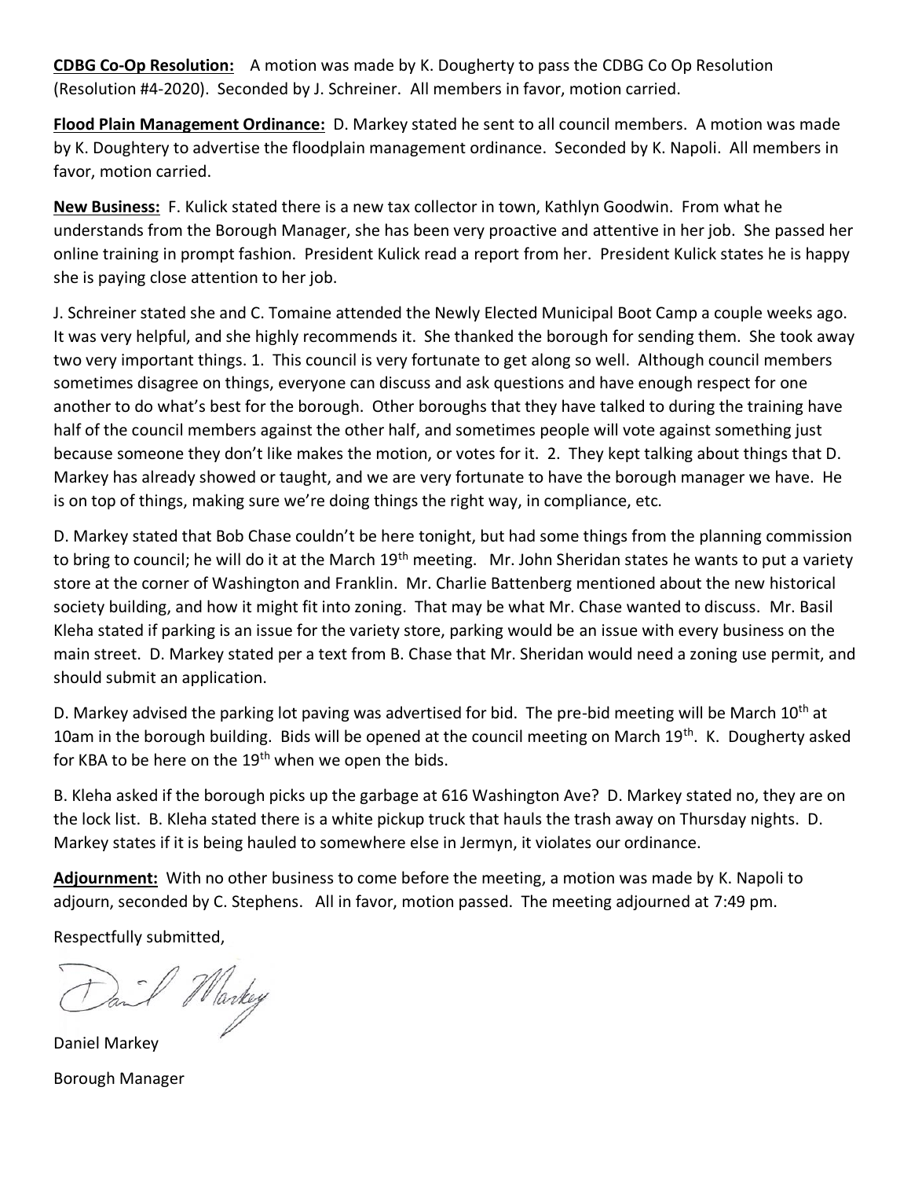**CDBG Co-Op Resolution:** A motion was made by K. Dougherty to pass the CDBG Co Op Resolution (Resolution #4-2020). Seconded by J. Schreiner. All members in favor, motion carried.

**Flood Plain Management Ordinance:** D. Markey stated he sent to all council members. A motion was made by K. Doughtery to advertise the floodplain management ordinance. Seconded by K. Napoli. All members in favor, motion carried.

**New Business:** F. Kulick stated there is a new tax collector in town, Kathlyn Goodwin. From what he understands from the Borough Manager, she has been very proactive and attentive in her job. She passed her online training in prompt fashion. President Kulick read a report from her. President Kulick states he is happy she is paying close attention to her job.

J. Schreiner stated she and C. Tomaine attended the Newly Elected Municipal Boot Camp a couple weeks ago. It was very helpful, and she highly recommends it. She thanked the borough for sending them. She took away two very important things. 1. This council is very fortunate to get along so well. Although council members sometimes disagree on things, everyone can discuss and ask questions and have enough respect for one another to do what's best for the borough. Other boroughs that they have talked to during the training have half of the council members against the other half, and sometimes people will vote against something just because someone they don't like makes the motion, or votes for it. 2. They kept talking about things that D. Markey has already showed or taught, and we are very fortunate to have the borough manager we have. He is on top of things, making sure we're doing things the right way, in compliance, etc.

D. Markey stated that Bob Chase couldn't be here tonight, but had some things from the planning commission to bring to council; he will do it at the March 19th meeting. Mr. John Sheridan states he wants to put a variety store at the corner of Washington and Franklin. Mr. Charlie Battenberg mentioned about the new historical society building, and how it might fit into zoning. That may be what Mr. Chase wanted to discuss. Mr. Basil Kleha stated if parking is an issue for the variety store, parking would be an issue with every business on the main street. D. Markey stated per a text from B. Chase that Mr. Sheridan would need a zoning use permit, and should submit an application.

D. Markey advised the parking lot paving was advertised for bid. The pre-bid meeting will be March 10th at 10am in the borough building. Bids will be opened at the council meeting on March 19th. K. Dougherty asked for KBA to be here on the 19th when we open the bids.

B. Kleha asked if the borough picks up the garbage at 616 Washington Ave? D. Markey stated no, they are on the lock list. B. Kleha stated there is a white pickup truck that hauls the trash away on Thursday nights. D. Markey states if it is being hauled to somewhere else in Jermyn, it violates our ordinance.

**Adjournment:** With no other business to come before the meeting, a motion was made by K. Napoli to adjourn, seconded by C. Stephens. All in favor, motion passed. The meeting adjourned at 7:49 pm.

Respectfully submitted,

Daniel Markey

Borough Manager